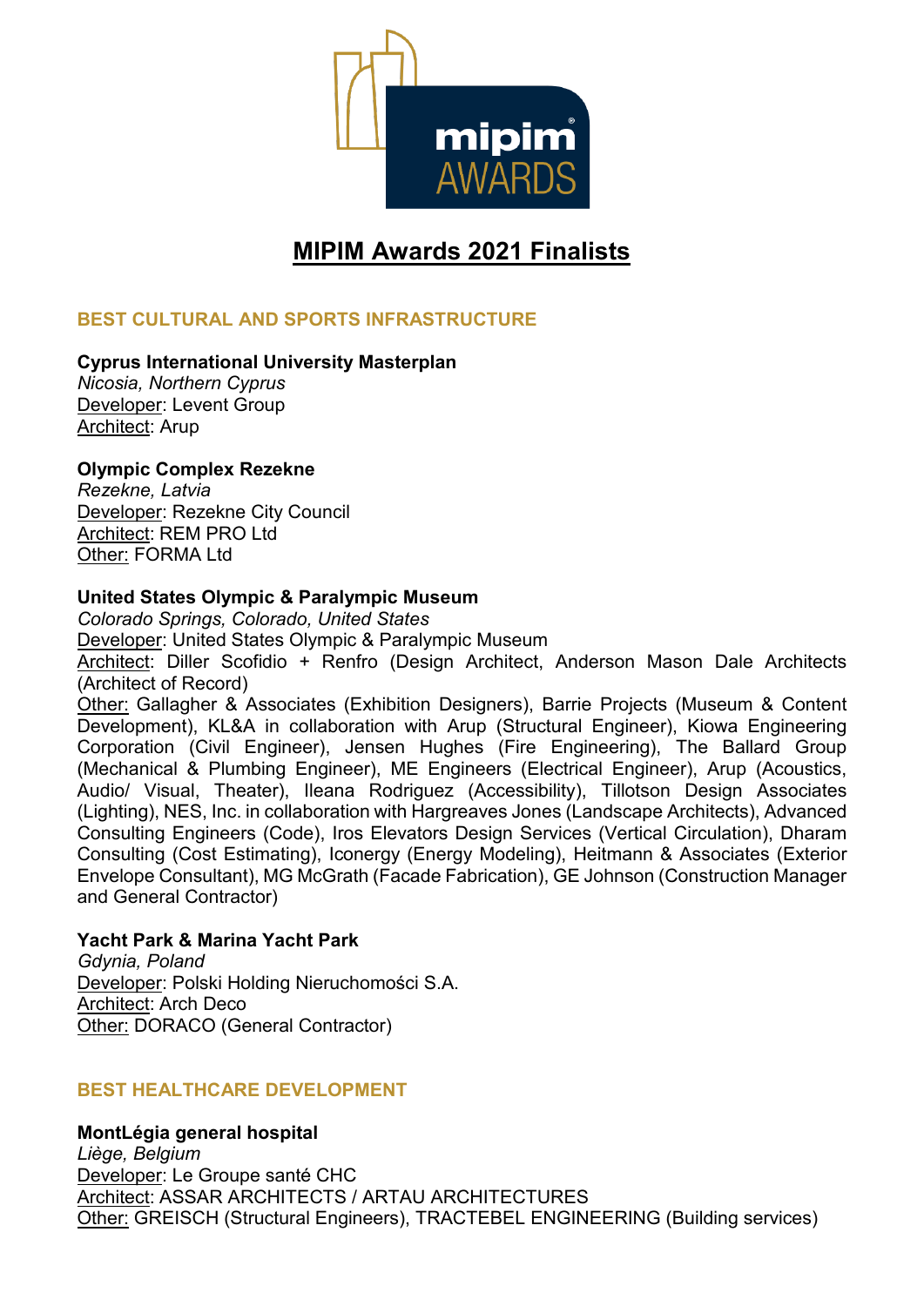# MIPIM Awards 2021 Finalists

## BEST CULTURAL AND SPORTS INFRASTRUCTURE

**Cyprus International University Masterplan**
*Nicosia, Northern Cyprus*
Developer: Levent Group
Architect: Arup

**Olympic Complex Rezekne**
*Rezekne, Latvia*
Developer: Rezekne City Council
Architect: REM PRO Ltd
Other: FORMA Ltd

**United States Olympic & Paralympic Museum**
*Colorado Springs, Colorado, United States*
Developer: United States Olympic & Paralympic Museum
Architect: Diller Scofidio + Renfro (Design Architect, Anderson Mason Dale Architects (Architect of Record)
Other: Gallagher & Associates (Exhibition Designers), Barrie Projects (Museum & Content Development), KL&A in collaboration with Arup (Structural Engineer), Kiowa Engineering Corporation (Civil Engineer), Jensen Hughes (Fire Engineering), The Ballard Group (Mechanical & Plumbing Engineer), ME Engineers (Electrical Engineer), Arup (Acoustics, Audio/ Visual, Theater), Ileana Rodriguez (Accessibility), Tillotson Design Associates (Lighting), NES, Inc. in collaboration with Hargreaves Jones (Landscape Architects), Advanced Consulting Engineers (Code), Iros Elevators Design Services (Vertical Circulation), Dharam Consulting (Cost Estimating), Iconergy (Energy Modeling), Heitmann & Associates (Exterior Envelope Consultant), MG McGrath (Facade Fabrication), GE Johnson (Construction Manager and General Contractor)

**Yacht Park & Marina Yacht Park**
*Gdynia, Poland*
Developer: Polski Holding Nieruchomości S.A.
Architect: Arch Deco
Other: DORACO (General Contractor)

## BEST HEALTHCARE DEVELOPMENT

**MontLégia general hospital**
*Liège, Belgium*
Developer: Le Groupe santé CHC
Architect: ASSAR ARCHITECTS / ARTAU ARCHITECTURES
Other: GREISCH (Structural Engineers), TRACTEBEL ENGINEERING (Building services)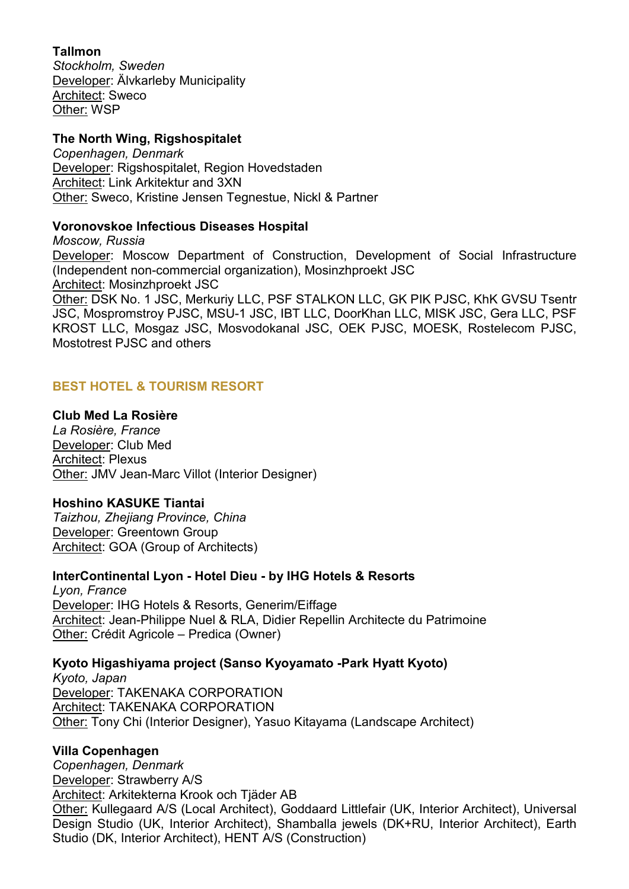**Tallmon**
*Stockholm, Sweden*
Developer: Älvkarleby Municipality
Architect: Sweco
Other: WSP

**The North Wing, Rigshospitalet**
*Copenhagen, Denmark*
Developer: Rigshospitalet, Region Hovedstaden
Architect: Link Arkitektur and 3XN
Other: Sweco, Kristine Jensen Tegnestue, Nickl & Partner

**Voronovskoe Infectious Diseases Hospital**
*Moscow, Russia*
Developer: Moscow Department of Construction, Development of Social Infrastructure (Independent non-commercial organization), Mosinzhproekt JSC
Architect: Mosinzhproekt JSC
Other: DSK No. 1 JSC, Merkuriy LLC, PSF STALKON LLC, GK PIK PJSC, KhK GVSU Tsentr JSC, Mospromstroy PJSC, MSU-1 JSC, IBT LLC, DoorKhan LLC, MISK JSC, Gera LLC, PSF KROST LLC, Mosgaz JSC, Mosvodokanal JSC, OEK PJSC, MOESK, Rostelecom PJSC, Mostotrest PJSC and others

## BEST HOTEL & TOURISM RESORT

**Club Med La Rosière**
*La Rosière, France*
Developer: Club Med
Architect: Plexus
Other: JMV Jean-Marc Villot (Interior Designer)

**Hoshino KASUKE Tiantai**
*Taizhou, Zhejiang Province, China*
Developer: Greentown Group
Architect: GOA (Group of Architects)

**InterContinental Lyon - Hotel Dieu - by IHG Hotels & Resorts**
*Lyon, France*
Developer: IHG Hotels & Resorts, Generim/Eiffage
Architect: Jean-Philippe Nuel & RLA, Didier Repellin Architecte du Patrimoine
Other: Crédit Agricole – Predica (Owner)

**Kyoto Higashiyama project (Sanso Kyoyamato -Park Hyatt Kyoto)**
*Kyoto, Japan*
Developer: TAKENAKA CORPORATION
Architect: TAKENAKA CORPORATION
Other: Tony Chi (Interior Designer), Yasuo Kitayama (Landscape Architect)

**Villa Copenhagen**
*Copenhagen, Denmark*
Developer: Strawberry A/S
Architect: Arkitekterna Krook och Tjäder AB
Other: Kullegaard A/S (Local Architect), Goddaard Littlefair (UK, Interior Architect), Universal Design Studio (UK, Interior Architect), Shamballa jewels (DK+RU, Interior Architect), Earth Studio (DK, Interior Architect), HENT A/S (Construction)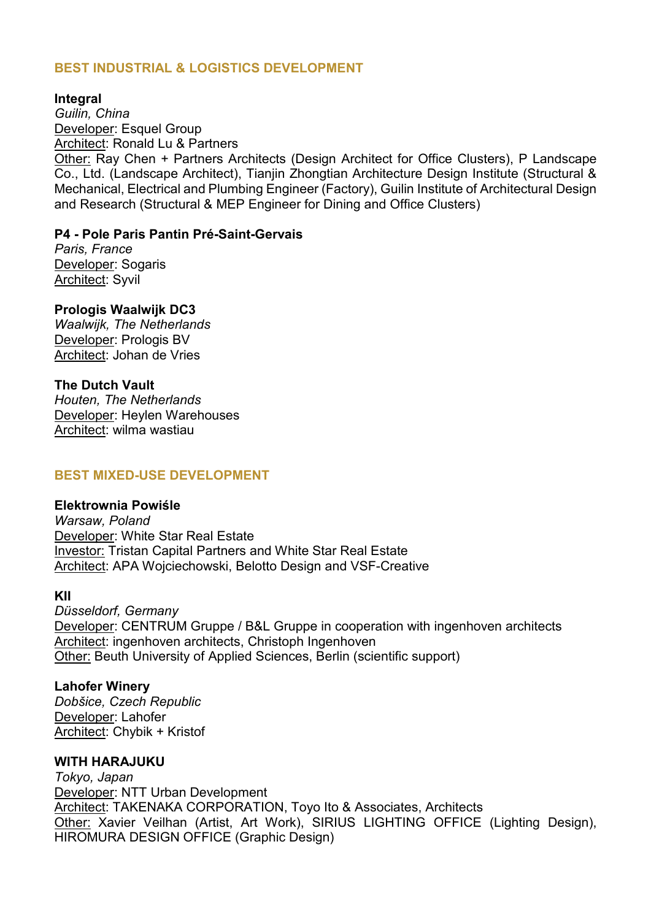## BEST INDUSTRIAL & LOGISTICS DEVELOPMENT

**Integral**
*Guilin, China*
Developer: Esquel Group
Architect: Ronald Lu & Partners
Other: Ray Chen + Partners Architects (Design Architect for Office Clusters), P Landscape Co., Ltd. (Landscape Architect), Tianjin Zhongtian Architecture Design Institute (Structural & Mechanical, Electrical and Plumbing Engineer (Factory), Guilin Institute of Architectural Design and Research (Structural & MEP Engineer for Dining and Office Clusters)

**P4 - Pole Paris Pantin Pré-Saint-Gervais**
*Paris, France*
Developer: Sogaris
Architect: Syvil

**Prologis Waalwijk DC3**
*Waalwijk, The Netherlands*
Developer: Prologis BV
Architect: Johan de Vries

**The Dutch Vault**
*Houten, The Netherlands*
Developer: Heylen Warehouses
Architect: wilma wastiau

## BEST MIXED-USE DEVELOPMENT

**Elektrownia Powiśle**
*Warsaw, Poland*
Developer: White Star Real Estate
Investor: Tristan Capital Partners and White Star Real Estate
Architect: APA Wojciechowski, Belotto Design and VSF-Creative

**KII**
*Düsseldorf, Germany*
Developer: CENTRUM Gruppe / B&L Gruppe in cooperation with ingenhoven architects
Architect: ingenhoven architects, Christoph Ingenhoven
Other: Beuth University of Applied Sciences, Berlin (scientific support)

**Lahofer Winery**
*Dobšice, Czech Republic*
Developer: Lahofer
Architect: Chybik + Kristof

**WITH HARAJUKU**
*Tokyo, Japan*
Developer: NTT Urban Development
Architect: TAKENAKA CORPORATION, Toyo Ito & Associates, Architects
Other: Xavier Veilhan (Artist, Art Work), SIRIUS LIGHTING OFFICE (Lighting Design), HIROMURA DESIGN OFFICE (Graphic Design)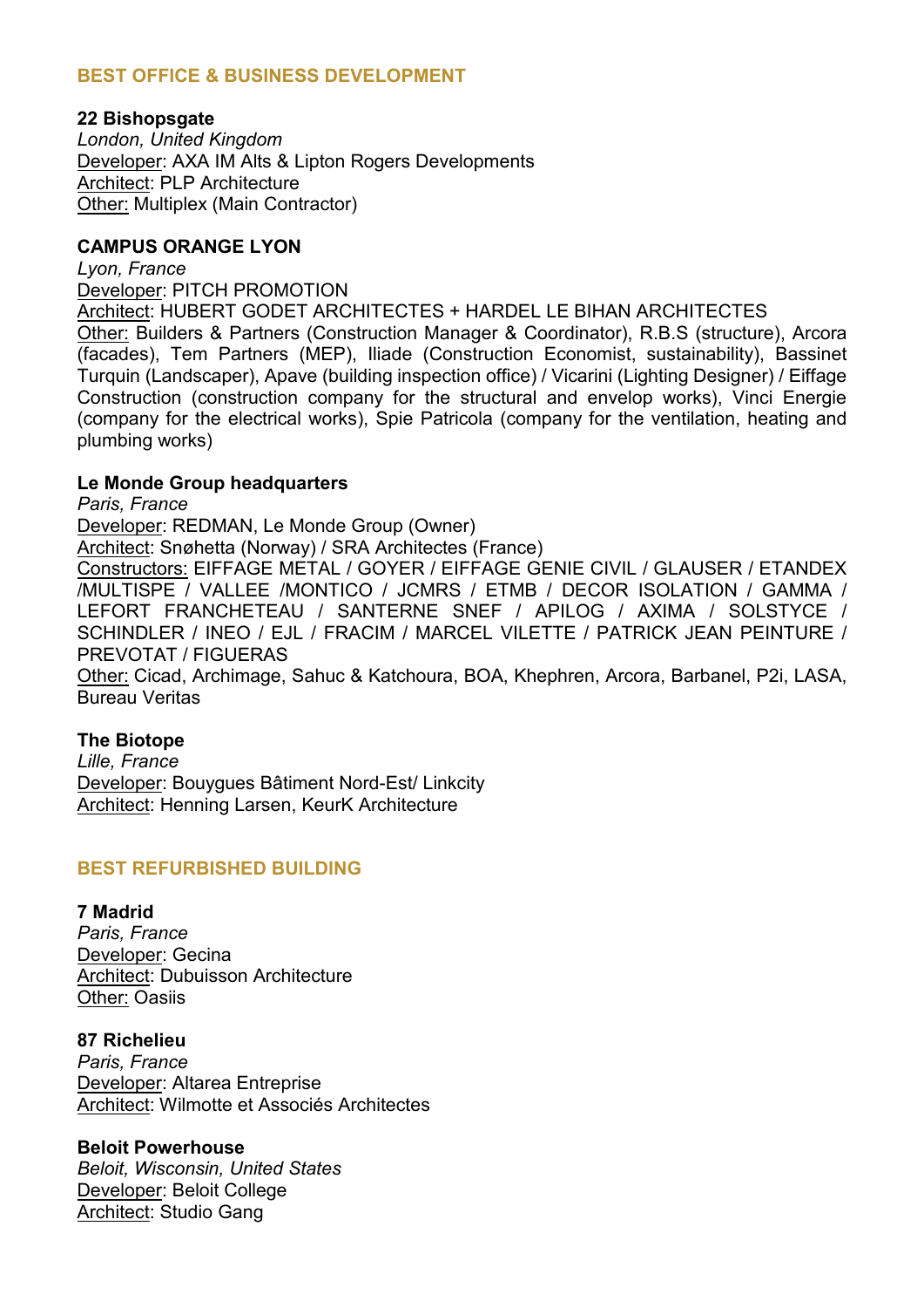## BEST OFFICE & BUSINESS DEVELOPMENT

**22 Bishopsgate**
*London, United Kingdom*
Developer: AXA IM Alts & Lipton Rogers Developments
Architect: PLP Architecture
Other: Multiplex (Main Contractor)

**CAMPUS ORANGE LYON**
*Lyon, France*
Developer: PITCH PROMOTION
Architect: HUBERT GODET ARCHITECTES + HARDEL LE BIHAN ARCHITECTES
Other: Builders & Partners (Construction Manager & Coordinator), R.B.S (structure), Arcora (facades), Tem Partners (MEP), Iliade (Construction Economist, sustainability), Bassinet Turquin (Landscaper), Apave (building inspection office) / Vicarini (Lighting Designer) / Eiffage Construction (construction company for the structural and envelop works), Vinci Energie (company for the electrical works), Spie Patricola (company for the ventilation, heating and plumbing works)

**Le Monde Group headquarters**
*Paris, France*
Developer: REDMAN, Le Monde Group (Owner)
Architect: Snøhetta (Norway) / SRA Architectes (France)
Constructors: EIFFAGE METAL / GOYER / EIFFAGE GENIE CIVIL / GLAUSER / ETANDEX /MULTISPE / VALLEE /MONTICO / JCMRS / ETMB / DECOR ISOLATION / GAMMA / LEFORT FRANCHETEAU / SANTERNE SNEF / APILOG / AXIMA / SOLSTYCE / SCHINDLER / INEO / EJL / FRACIM / MARCEL VILETTE / PATRICK JEAN PEINTURE / PREVOTAT / FIGUERAS
Other: Cicad, Archimage, Sahuc & Katchoura, BOA, Khephren, Arcora, Barbanel, P2i, LASA, Bureau Veritas

**The Biotope**
*Lille, France*
Developer: Bouygues Bâtiment Nord-Est/ Linkcity
Architect: Henning Larsen, KeurK Architecture

## BEST REFURBISHED BUILDING

**7 Madrid**
*Paris, France*
Developer: Gecina
Architect: Dubuisson Architecture
Other: Oasiis

**87 Richelieu**
*Paris, France*
Developer: Altarea Entreprise
Architect: Wilmotte et Associés Architectes

**Beloit Powerhouse**
*Beloit, Wisconsin, United States*
Developer: Beloit College
Architect: Studio Gang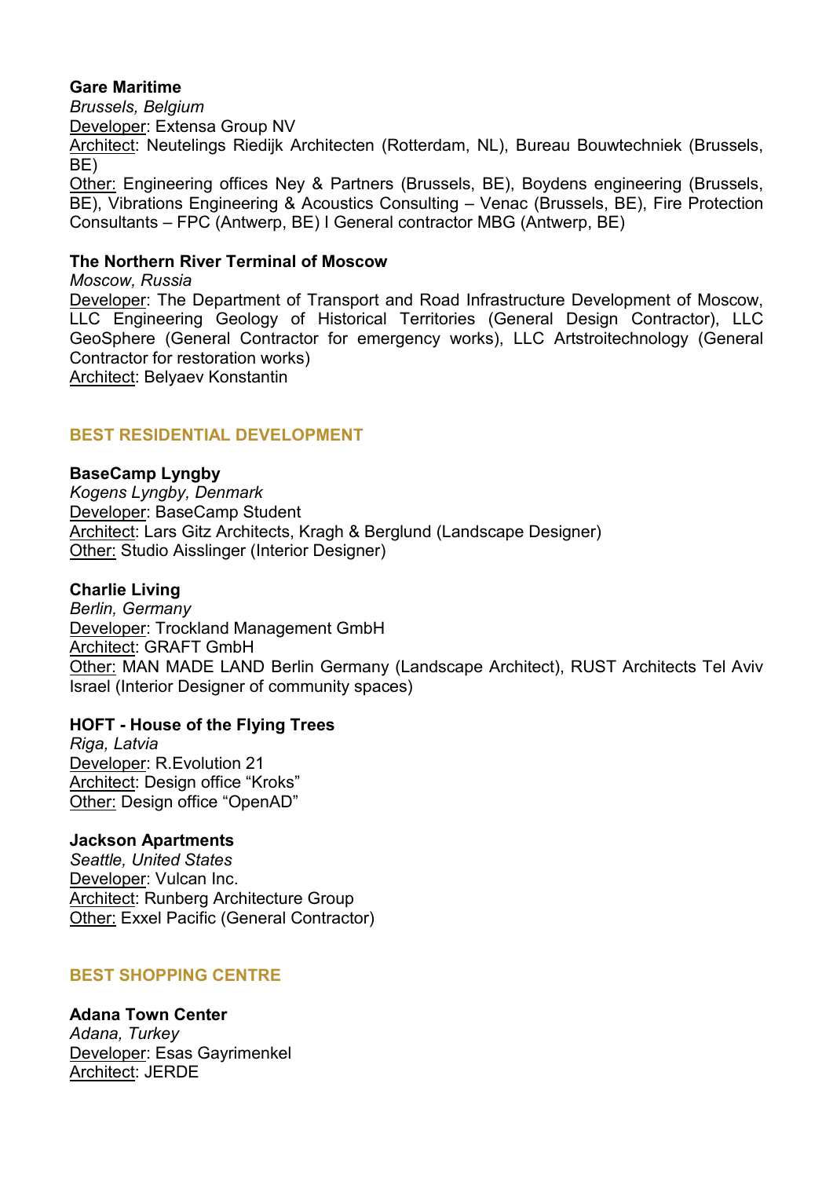**Gare Maritime**
*Brussels, Belgium*
Developer: Extensa Group NV
Architect: Neutelings Riedijk Architecten (Rotterdam, NL), Bureau Bouwtechniek (Brussels, BE)
Other: Engineering offices Ney & Partners (Brussels, BE), Boydens engineering (Brussels, BE), Vibrations Engineering & Acoustics Consulting – Venac (Brussels, BE), Fire Protection Consultants – FPC (Antwerp, BE) I General contractor MBG (Antwerp, BE)

**The Northern River Terminal of Moscow**
*Moscow, Russia*
Developer: The Department of Transport and Road Infrastructure Development of Moscow, LLC Engineering Geology of Historical Territories (General Design Contractor), LLC GeoSphere (General Contractor for emergency works), LLC Artstroitechnology (General Contractor for restoration works)
Architect: Belyaev Konstantin

## BEST RESIDENTIAL DEVELOPMENT

**BaseCamp Lyngby**
*Kogens Lyngby, Denmark*
Developer: BaseCamp Student
Architect: Lars Gitz Architects, Kragh & Berglund (Landscape Designer)
Other: Studio Aisslinger (Interior Designer)

**Charlie Living**
*Berlin, Germany*
Developer: Trockland Management GmbH
Architect: GRAFT GmbH
Other: MAN MADE LAND Berlin Germany (Landscape Architect), RUST Architects Tel Aviv Israel (Interior Designer of community spaces)

**HOFT - House of the Flying Trees**
*Riga, Latvia*
Developer: R.Evolution 21
Architect: Design office "Kroks"
Other: Design office "OpenAD"

**Jackson Apartments**
*Seattle, United States*
Developer: Vulcan Inc.
Architect: Runberg Architecture Group
Other: Exxel Pacific (General Contractor)

## BEST SHOPPING CENTRE

**Adana Town Center**
*Adana, Turkey*
Developer: Esas Gayrimenkel
Architect: JERDE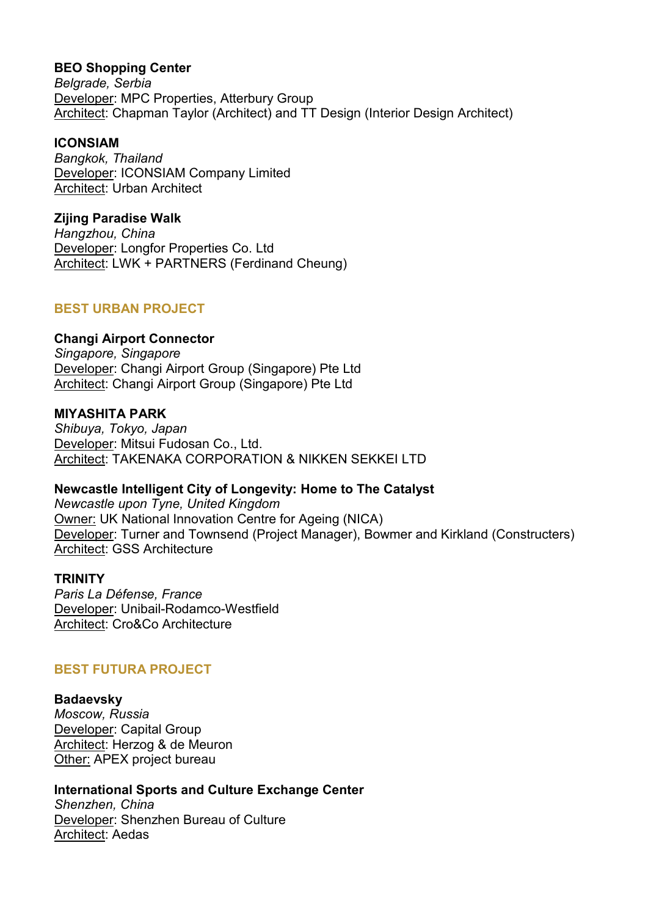**BEO Shopping Center**
*Belgrade, Serbia*
Developer: MPC Properties, Atterbury Group
Architect: Chapman Taylor (Architect) and TT Design (Interior Design Architect)

**ICONSIAM**
*Bangkok, Thailand*
Developer: ICONSIAM Company Limited
Architect: Urban Architect

**Zijing Paradise Walk**
*Hangzhou, China*
Developer: Longfor Properties Co. Ltd
Architect: LWK + PARTNERS (Ferdinand Cheung)

## BEST URBAN PROJECT

**Changi Airport Connector**
*Singapore, Singapore*
Developer: Changi Airport Group (Singapore) Pte Ltd
Architect: Changi Airport Group (Singapore) Pte Ltd

**MIYASHITA PARK**
*Shibuya, Tokyo, Japan*
Developer: Mitsui Fudosan Co., Ltd.
Architect: TAKENAKA CORPORATION & NIKKEN SEKKEI LTD

**Newcastle Intelligent City of Longevity: Home to The Catalyst**
*Newcastle upon Tyne, United Kingdom*
Owner: UK National Innovation Centre for Ageing (NICA)
Developer: Turner and Townsend (Project Manager), Bowmer and Kirkland (Constructers)
Architect: GSS Architecture

**TRINITY**
*Paris La Défense, France*
Developer: Unibail-Rodamco-Westfield
Architect: Cro&Co Architecture

## BEST FUTURA PROJECT

**Badaevsky**
*Moscow, Russia*
Developer: Capital Group
Architect: Herzog & de Meuron
Other: APEX project bureau

**International Sports and Culture Exchange Center**
*Shenzhen, China*
Developer: Shenzhen Bureau of Culture
Architect: Aedas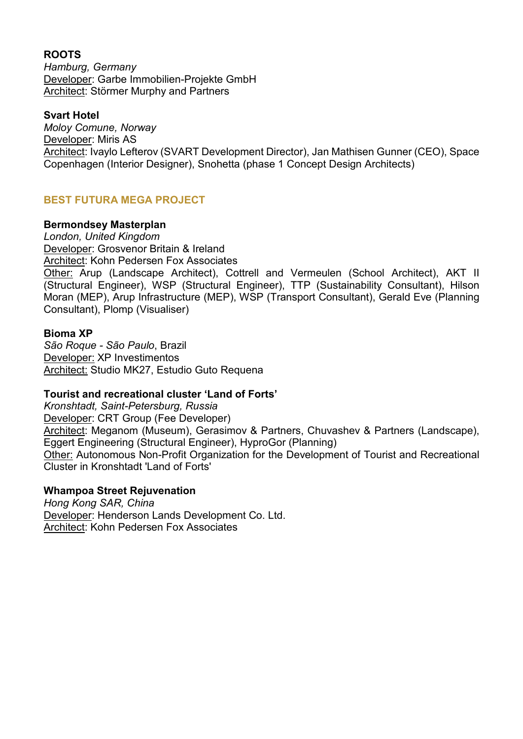**ROOTS**
*Hamburg, Germany*
Developer: Garbe Immobilien-Projekte GmbH
Architect: Störmer Murphy and Partners

**Svart Hotel**
*Moloy Comune, Norway*
Developer: Miris AS
Architect: Ivaylo Lefterov (SVART Development Director), Jan Mathisen Gunner (CEO), Space Copenhagen (Interior Designer), Snohetta (phase 1 Concept Design Architects)

## BEST FUTURA MEGA PROJECT

**Bermondsey Masterplan**
*London, United Kingdom*
Developer: Grosvenor Britain & Ireland
Architect: Kohn Pedersen Fox Associates
Other: Arup (Landscape Architect), Cottrell and Vermeulen (School Architect), AKT II (Structural Engineer), WSP (Structural Engineer), TTP (Sustainability Consultant), Hilson Moran (MEP), Arup Infrastructure (MEP), WSP (Transport Consultant), Gerald Eve (Planning Consultant), Plomp (Visualiser)

**Bioma XP**
*São Roque - São Paulo*, Brazil
Developer: XP Investimentos
Architect: Studio MK27, Estudio Guto Requena

**Tourist and recreational cluster 'Land of Forts'**
*Kronshtadt, Saint-Petersburg, Russia*
Developer: CRT Group (Fee Developer)
Architect: Meganom (Museum), Gerasimov & Partners, Chuvashev & Partners (Landscape), Eggert Engineering (Structural Engineer), HyproGor (Planning)
Other: Autonomous Non-Profit Organization for the Development of Tourist and Recreational Cluster in Kronshtadt 'Land of Forts'

**Whampoa Street Rejuvenation**
*Hong Kong SAR, China*
Developer: Henderson Lands Development Co. Ltd.
Architect: Kohn Pedersen Fox Associates